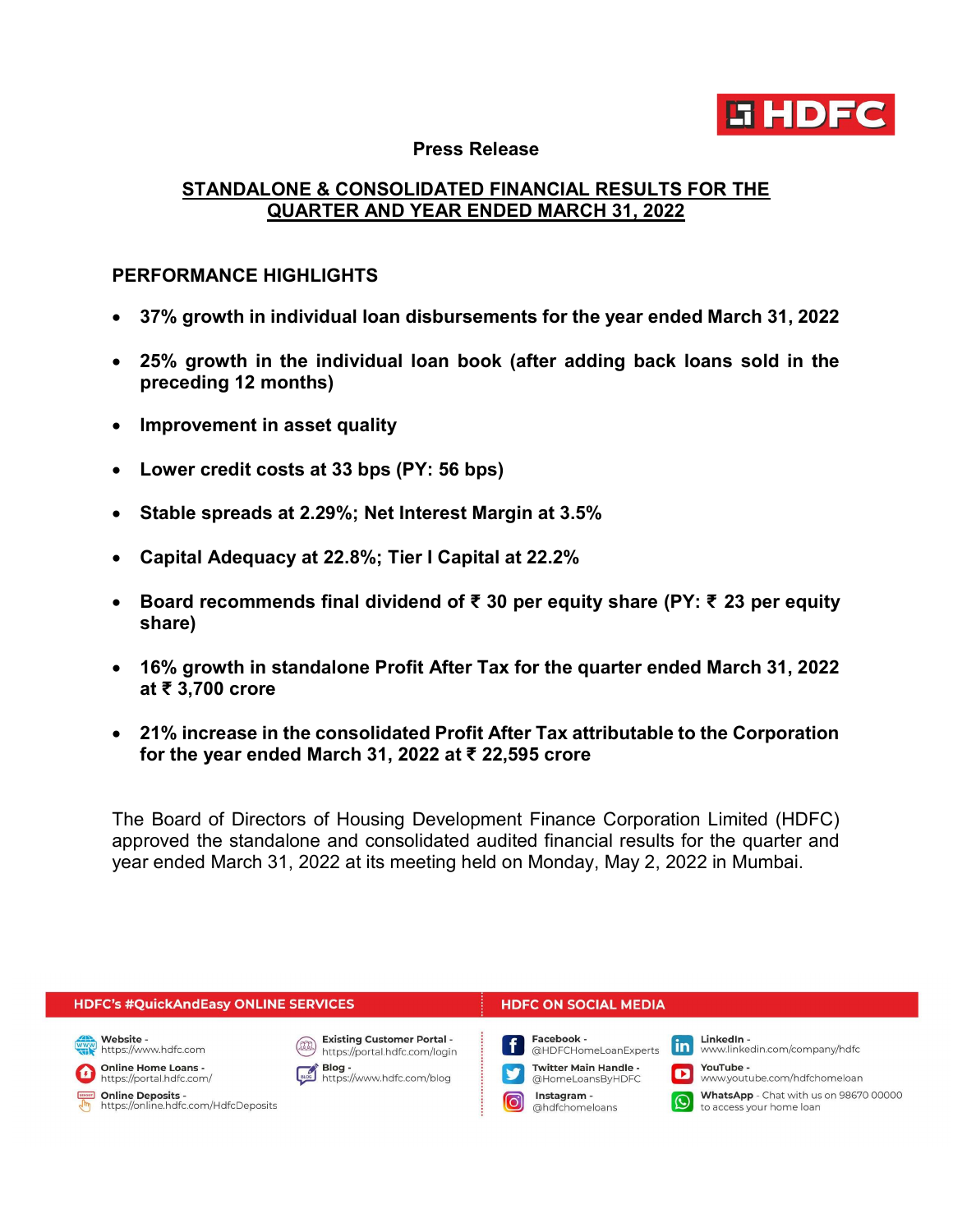Press Release

# STANDALONE & CONSOLIDATED FINANCIAL RESULTS FOR THE QUARTER AND YEAR ENDED MARCH 31, 2022

## PERFORMANCE HIGHLIGHTS

- **37% growth in individual loan disbursements for the year ended March 31, 2022**
- **25% growth in the individual loan book (after adding back loans sold in the preceding 12 months)**
- **Improvement in asset quality**
- **Lower credit costs at 33 bps (PY: 56 bps)**
- **Stable spreads at 2.29%; Net Interest Margin at 3.5%**
- **Capital Adequacy at 22.8%; Tier I Capital at 22.2%**
- **Board recommends final dividend of ₹ 30 per equity share (PY: ₹ 23 per equity share)**
- **16% growth in standalone Profit After Tax for the quarter ended March 31, 2022 at ₹ 3,700 crore**
- **21% increase in the consolidated Profit After Tax attributable to the Corporation for the year ended March 31, 2022 at ₹ 22,595 crore**

The Board of Directors of Housing Development Finance Corporation Limited (HDFC) approved the standalone and consolidated audited financial results for the quarter and year ended March 31, 2022 at its meeting held on Monday, May 2, 2022 in Mumbai.

**HDFC's #QuickAndEasy ONLINE SERVICES**

- **Website** - https://www.hdfc.com
- **Online Home Loans** - https://portal.hdfc.com/
- **Online Deposits** - https://online.hdfc.com/HdfcDeposits
- **Existing Customer Portal** - https://portal.hdfc.com/login
- **Blog** - https://www.hdfc.com/blog

**HDFC ON SOCIAL MEDIA**

- **Facebook** - @HDFCHomeLoanExperts
- **Twitter Main Handle** - @HomeLoansByHDFC
- **Instagram** - @hdfchomeloans
- **LinkedIn** - www.linkedin.com/company/hdfc
- **YouTube** - www.youtube.com/hdfchomeloan
- **WhatsApp** - Chat with us on 98670 00000 to access your home loan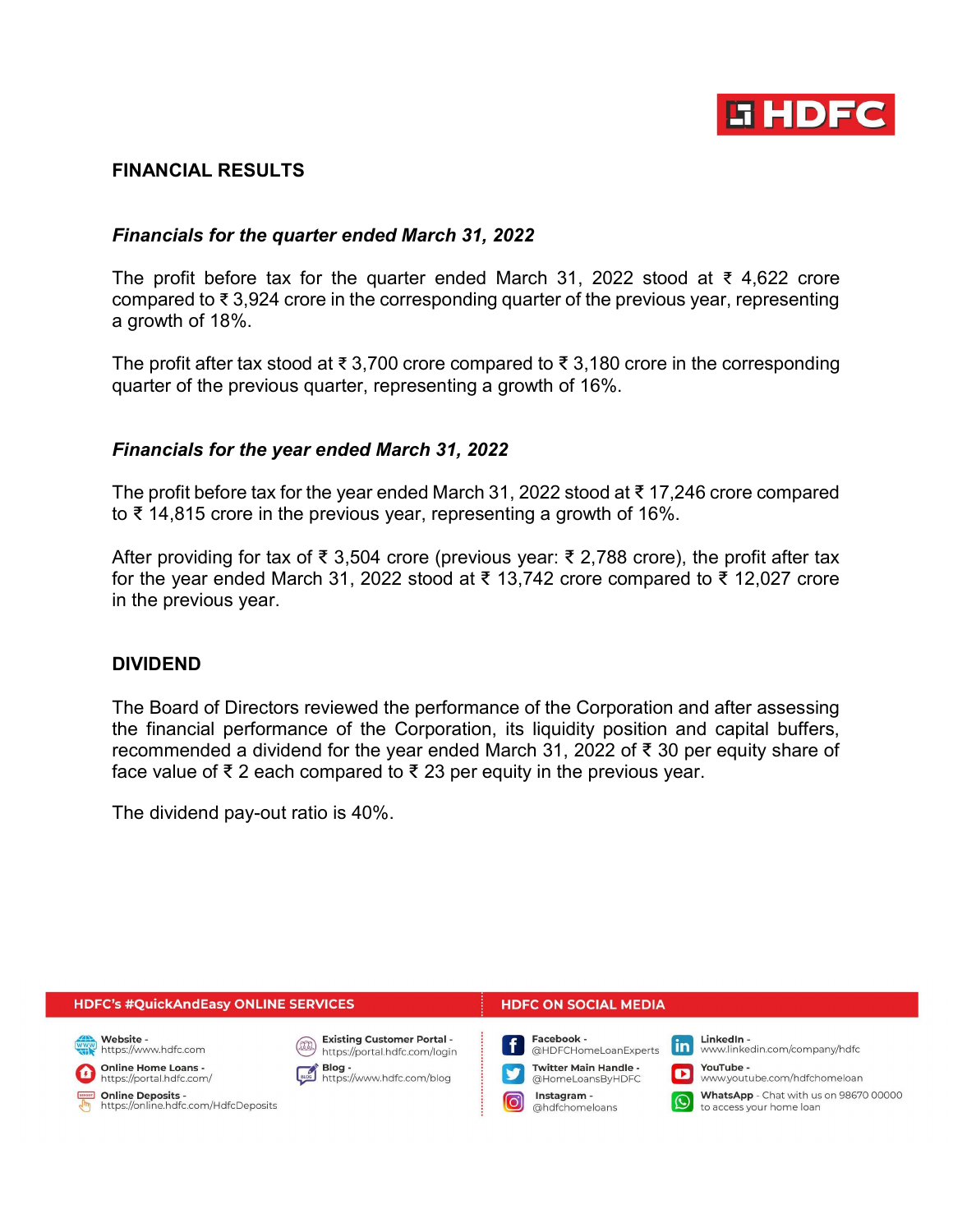## FINANCIAL RESULTS

### *Financials for the quarter ended March 31, 2022*

The profit before tax for the quarter ended March 31, 2022 stood at ₹ 4,622 crore compared to ₹ 3,924 crore in the corresponding quarter of the previous year, representing a growth of 18%.

The profit after tax stood at ₹ 3,700 crore compared to ₹ 3,180 crore in the corresponding quarter of the previous quarter, representing a growth of 16%.

### *Financials for the year ended March 31, 2022*

The profit before tax for the year ended March 31, 2022 stood at ₹ 17,246 crore compared to ₹ 14,815 crore in the previous year, representing a growth of 16%.

After providing for tax of ₹ 3,504 crore (previous year: ₹ 2,788 crore), the profit after tax for the year ended March 31, 2022 stood at ₹ 13,742 crore compared to ₹ 12,027 crore in the previous year.

## DIVIDEND

The Board of Directors reviewed the performance of the Corporation and after assessing the financial performance of the Corporation, its liquidity position and capital buffers, recommended a dividend for the year ended March 31, 2022 of ₹ 30 per equity share of face value of ₹ 2 each compared to ₹ 23 per equity in the previous year.

The dividend pay-out ratio is 40%.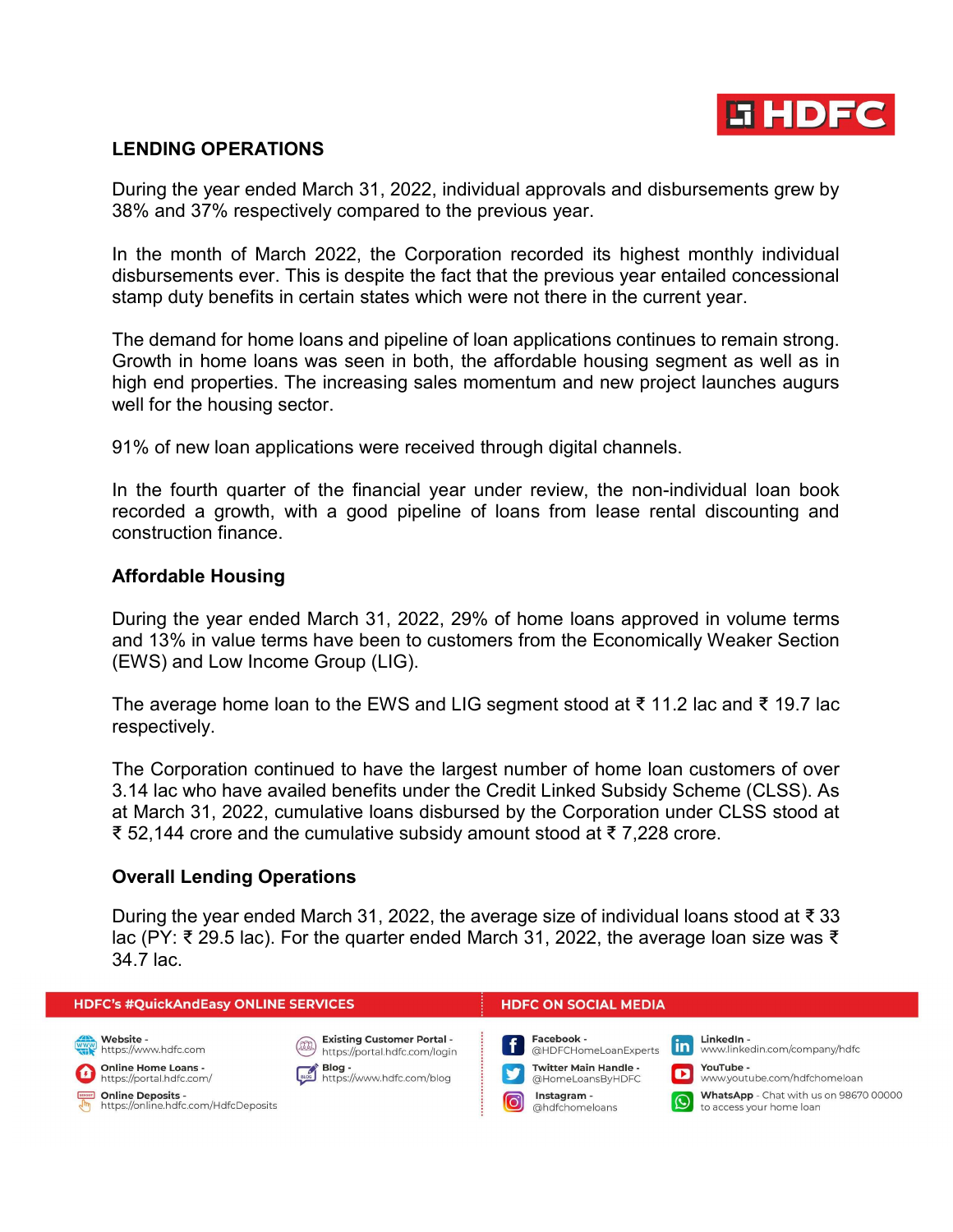## LENDING OPERATIONS

During the year ended March 31, 2022, individual approvals and disbursements grew by 38% and 37% respectively compared to the previous year.

In the month of March 2022, the Corporation recorded its highest monthly individual disbursements ever. This is despite the fact that the previous year entailed concessional stamp duty benefits in certain states which were not there in the current year.

The demand for home loans and pipeline of loan applications continues to remain strong. Growth in home loans was seen in both, the affordable housing segment as well as in high end properties. The increasing sales momentum and new project launches augurs well for the housing sector.

91% of new loan applications were received through digital channels.

In the fourth quarter of the financial year under review, the non-individual loan book recorded a growth, with a good pipeline of loans from lease rental discounting and construction finance.

### Affordable Housing

During the year ended March 31, 2022, 29% of home loans approved in volume terms and 13% in value terms have been to customers from the Economically Weaker Section (EWS) and Low Income Group (LIG).

The average home loan to the EWS and LIG segment stood at ₹ 11.2 lac and ₹ 19.7 lac respectively.

The Corporation continued to have the largest number of home loan customers of over 3.14 lac who have availed benefits under the Credit Linked Subsidy Scheme (CLSS). As at March 31, 2022, cumulative loans disbursed by the Corporation under CLSS stood at ₹ 52,144 crore and the cumulative subsidy amount stood at ₹ 7,228 crore.

### Overall Lending Operations

During the year ended March 31, 2022, the average size of individual loans stood at ₹ 33 lac (PY: ₹ 29.5 lac). For the quarter ended March 31, 2022, the average loan size was ₹ 34.7 lac.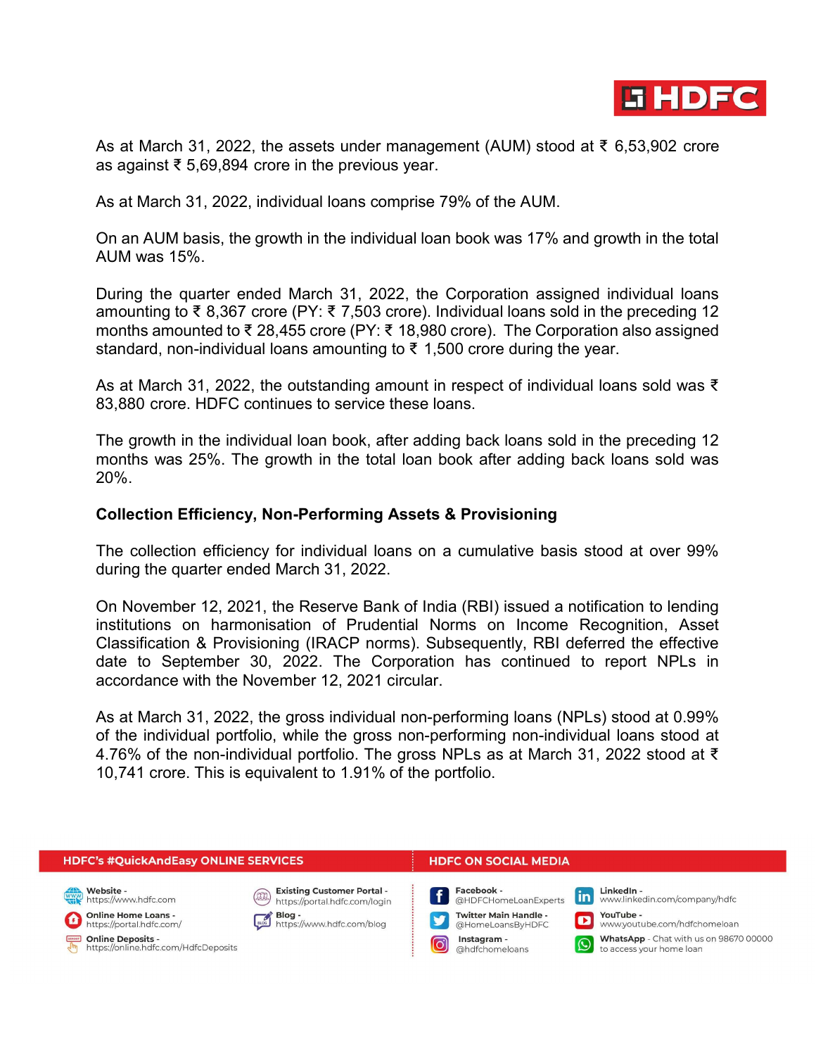As at March 31, 2022, the assets under management (AUM) stood at ₹ 6,53,902 crore as against ₹ 5,69,894 crore in the previous year.

As at March 31, 2022, individual loans comprise 79% of the AUM.

On an AUM basis, the growth in the individual loan book was 17% and growth in the total AUM was 15%.

During the quarter ended March 31, 2022, the Corporation assigned individual loans amounting to ₹ 8,367 crore (PY: ₹ 7,503 crore). Individual loans sold in the preceding 12 months amounted to ₹ 28,455 crore (PY: ₹ 18,980 crore). The Corporation also assigned standard, non-individual loans amounting to ₹ 1,500 crore during the year.

As at March 31, 2022, the outstanding amount in respect of individual loans sold was ₹ 83,880 crore. HDFC continues to service these loans.

The growth in the individual loan book, after adding back loans sold in the preceding 12 months was 25%. The growth in the total loan book after adding back loans sold was 20%.

**Collection Efficiency, Non-Performing Assets & Provisioning**

The collection efficiency for individual loans on a cumulative basis stood at over 99% during the quarter ended March 31, 2022.

On November 12, 2021, the Reserve Bank of India (RBI) issued a notification to lending institutions on harmonisation of Prudential Norms on Income Recognition, Asset Classification & Provisioning (IRACP norms). Subsequently, RBI deferred the effective date to September 30, 2022. The Corporation has continued to report NPLs in accordance with the November 12, 2021 circular.

As at March 31, 2022, the gross individual non-performing loans (NPLs) stood at 0.99% of the individual portfolio, while the gross non-performing non-individual loans stood at 4.76% of the non-individual portfolio. The gross NPLs as at March 31, 2022 stood at ₹ 10,741 crore. This is equivalent to 1.91% of the portfolio.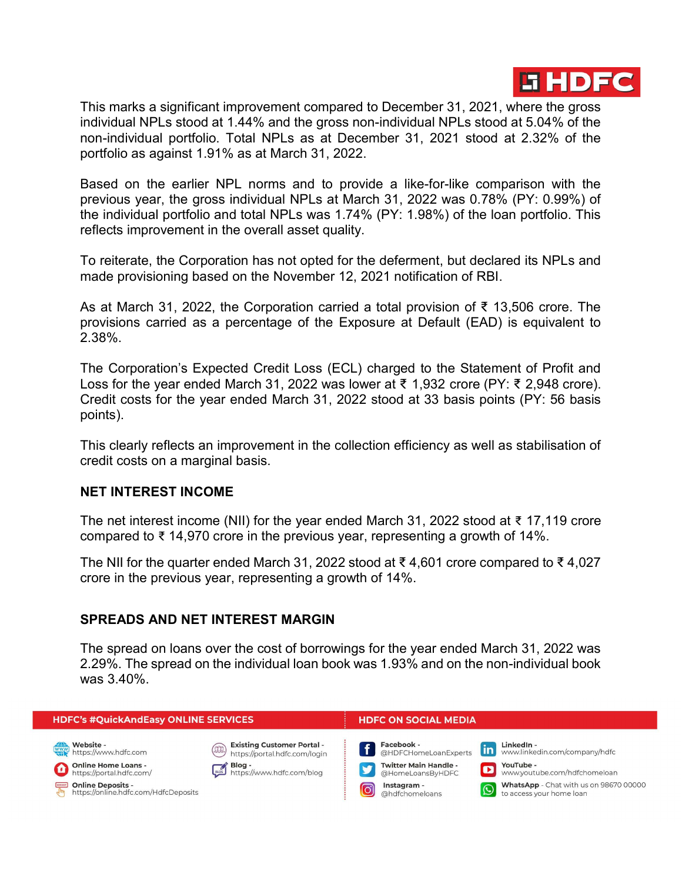This marks a significant improvement compared to December 31, 2021, where the gross individual NPLs stood at 1.44% and the gross non-individual NPLs stood at 5.04% of the non-individual portfolio. Total NPLs as at December 31, 2021 stood at 2.32% of the portfolio as against 1.91% as at March 31, 2022.

Based on the earlier NPL norms and to provide a like-for-like comparison with the previous year, the gross individual NPLs at March 31, 2022 was 0.78% (PY: 0.99%) of the individual portfolio and total NPLs was 1.74% (PY: 1.98%) of the loan portfolio. This reflects improvement in the overall asset quality.

To reiterate, the Corporation has not opted for the deferment, but declared its NPLs and made provisioning based on the November 12, 2021 notification of RBI.

As at March 31, 2022, the Corporation carried a total provision of ₹ 13,506 crore. The provisions carried as a percentage of the Exposure at Default (EAD) is equivalent to 2.38%.

The Corporation's Expected Credit Loss (ECL) charged to the Statement of Profit and Loss for the year ended March 31, 2022 was lower at ₹ 1,932 crore (PY: ₹ 2,948 crore). Credit costs for the year ended March 31, 2022 stood at 33 basis points (PY: 56 basis points).

This clearly reflects an improvement in the collection efficiency as well as stabilisation of credit costs on a marginal basis.

## NET INTEREST INCOME

The net interest income (NII) for the year ended March 31, 2022 stood at ₹ 17,119 crore compared to ₹ 14,970 crore in the previous year, representing a growth of 14%.

The NII for the quarter ended March 31, 2022 stood at ₹ 4,601 crore compared to ₹ 4,027 crore in the previous year, representing a growth of 14%.

## SPREADS AND NET INTEREST MARGIN

The spread on loans over the cost of borrowings for the year ended March 31, 2022 was 2.29%. The spread on the individual loan book was 1.93% and on the non-individual book was 3.40%.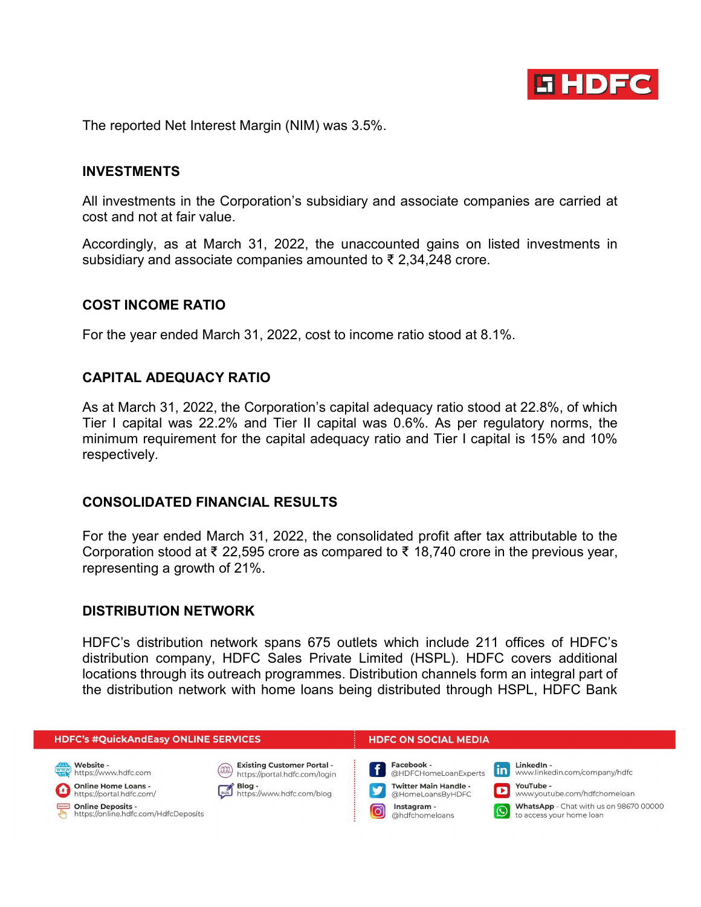The reported Net Interest Margin (NIM) was 3.5%.

## INVESTMENTS

All investments in the Corporation's subsidiary and associate companies are carried at cost and not at fair value.

Accordingly, as at March 31, 2022, the unaccounted gains on listed investments in subsidiary and associate companies amounted to ₹ 2,34,248 crore.

## COST INCOME RATIO

For the year ended March 31, 2022, cost to income ratio stood at 8.1%.

## CAPITAL ADEQUACY RATIO

As at March 31, 2022, the Corporation's capital adequacy ratio stood at 22.8%, of which Tier I capital was 22.2% and Tier II capital was 0.6%. As per regulatory norms, the minimum requirement for the capital adequacy ratio and Tier I capital is 15% and 10% respectively.

## CONSOLIDATED FINANCIAL RESULTS

For the year ended March 31, 2022, the consolidated profit after tax attributable to the Corporation stood at ₹ 22,595 crore as compared to ₹ 18,740 crore in the previous year, representing a growth of 21%.

## DISTRIBUTION NETWORK

HDFC's distribution network spans 675 outlets which include 211 offices of HDFC's distribution company, HDFC Sales Private Limited (HSPL). HDFC covers additional locations through its outreach programmes. Distribution channels form an integral part of the distribution network with home loans being distributed through HSPL, HDFC Bank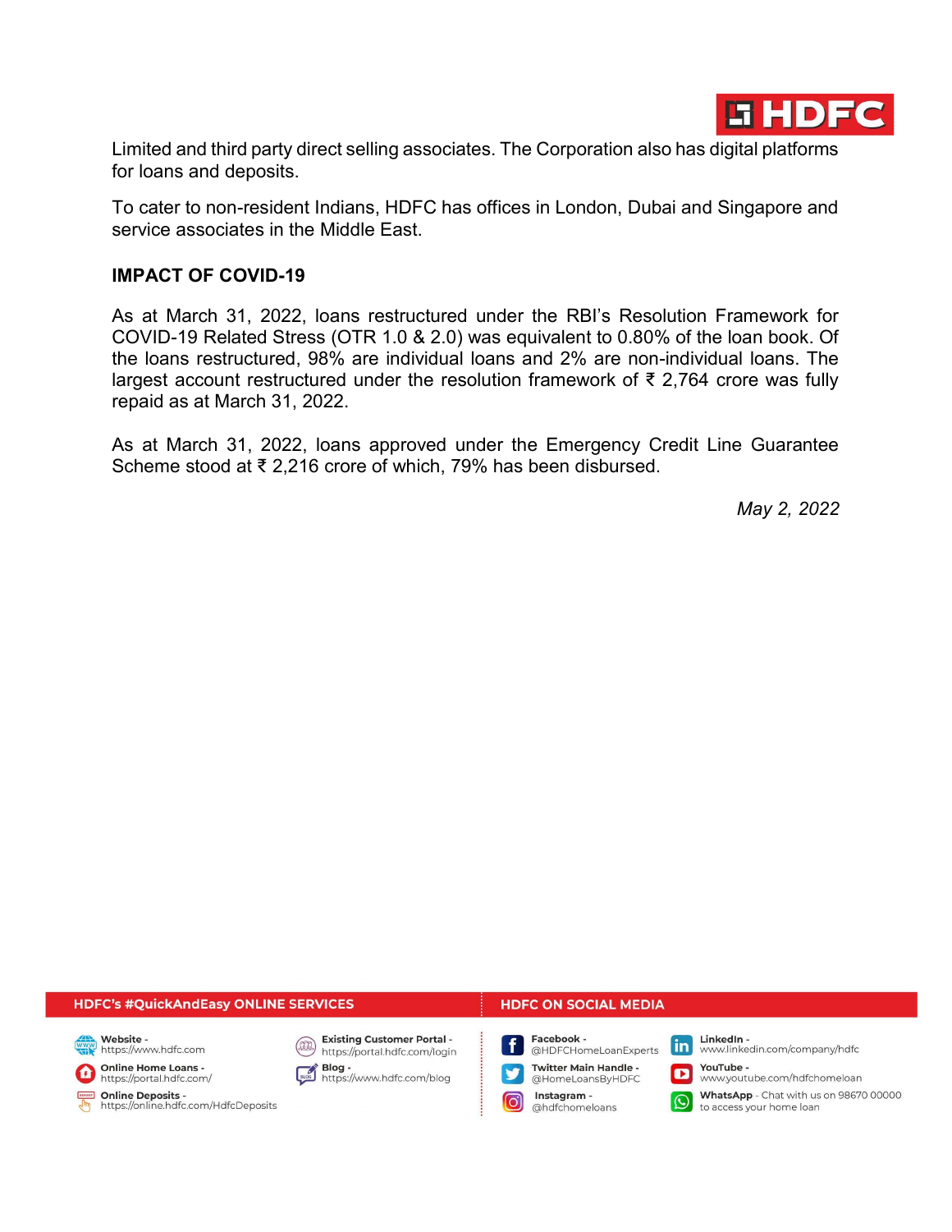Limited and third party direct selling associates. The Corporation also has digital platforms for loans and deposits.

To cater to non-resident Indians, HDFC has offices in London, Dubai and Singapore and service associates in the Middle East.

## IMPACT OF COVID-19

As at March 31, 2022, loans restructured under the RBI's Resolution Framework for COVID-19 Related Stress (OTR 1.0 & 2.0) was equivalent to 0.80% of the loan book. Of the loans restructured, 98% are individual loans and 2% are non-individual loans. The largest account restructured under the resolution framework of ₹ 2,764 crore was fully repaid as at March 31, 2022.

As at March 31, 2022, loans approved under the Emergency Credit Line Guarantee Scheme stood at ₹ 2,216 crore of which, 79% has been disbursed.

*May 2, 2022*